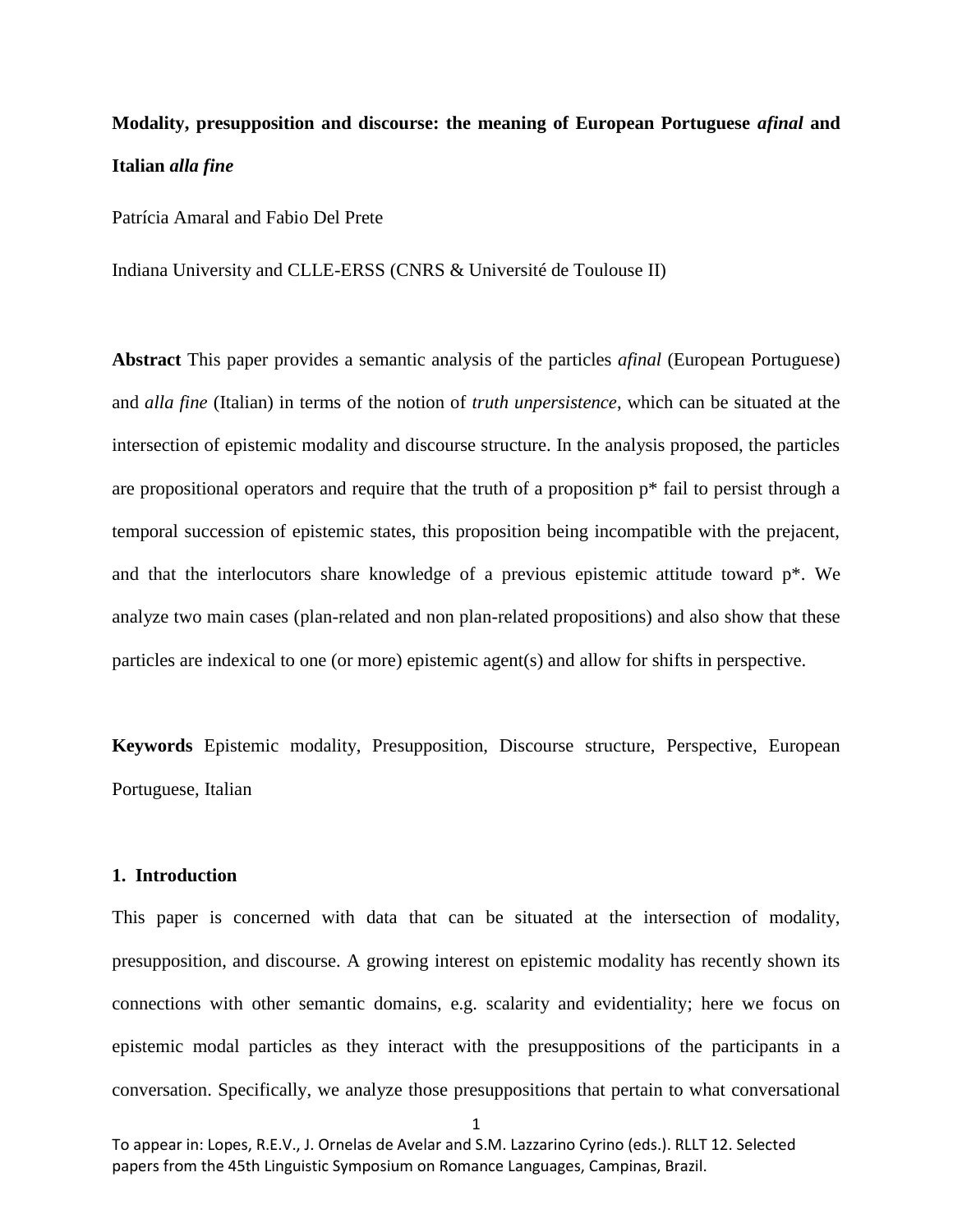# Modality, presupposition and discourse: the meaning of European Portuguese *afinal* and Italian *alla fine*

Patrícia Amaral and Fabio Del Prete

Indiana University and CLLE-ERSS (CNRS & Université de Toulouse II)

**Abstract** This paper provides a semantic analysis of the particles *afinal* (European Portuguese) and *alla fine* (Italian) in terms of the notion of *truth unpersistence*, which can be situated at the intersection of epistemic modality and discourse structure. In the analysis proposed, the particles are propositional operators and require that the truth of a proposition p* fail to persist through a temporal succession of epistemic states, this proposition being incompatible with the prejacent, and that the interlocutors share knowledge of a previous epistemic attitude toward p*. We analyze two main cases (plan-related and non plan-related propositions) and also show that these particles are indexical to one (or more) epistemic agent(s) and allow for shifts in perspective.

**Keywords** Epistemic modality, Presupposition, Discourse structure, Perspective, European Portuguese, Italian

## 1. Introduction

This paper is concerned with data that can be situated at the intersection of modality, presupposition, and discourse. A growing interest on epistemic modality has recently shown its connections with other semantic domains, e.g. scalarity and evidentiality; here we focus on epistemic modal particles as they interact with the presuppositions of the participants in a conversation. Specifically, we analyze those presuppositions that pertain to what conversational

To appear in: Lopes, R.E.V., J. Ornelas de Avelar and S.M. Lazzarino Cyrino (eds.). RLLT 12. Selected papers from the 45th Linguistic Symposium on Romance Languages, Campinas, Brazil.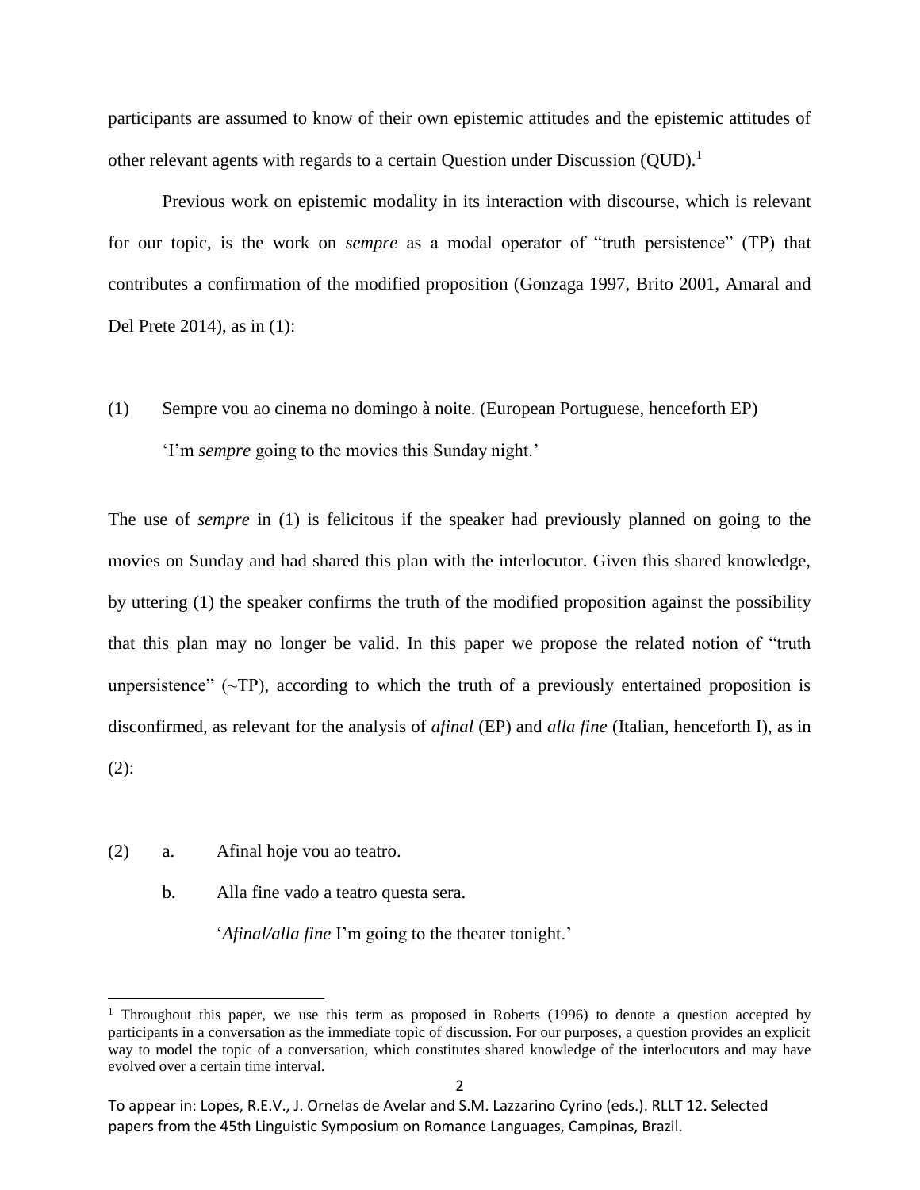participants are assumed to know of their own epistemic attitudes and the epistemic attitudes of other relevant agents with regards to a certain Question under Discussion (QUD).[1]

Previous work on epistemic modality in its interaction with discourse, which is relevant for our topic, is the work on *sempre* as a modal operator of "truth persistence" (TP) that contributes a confirmation of the modified proposition (Gonzaga 1997, Brito 2001, Amaral and Del Prete 2014), as in (1):

(1) Sempre vou ao cinema no domingo à noite. (European Portuguese, henceforth EP)
'I'm *sempre* going to the movies this Sunday night.'

The use of *sempre* in (1) is felicitous if the speaker had previously planned on going to the movies on Sunday and had shared this plan with the interlocutor. Given this shared knowledge, by uttering (1) the speaker confirms the truth of the modified proposition against the possibility that this plan may no longer be valid. In this paper we propose the related notion of "truth unpersistence" (~TP), according to which the truth of a previously entertained proposition is disconfirmed, as relevant for the analysis of *afinal* (EP) and *alla fine* (Italian, henceforth I), as in (2):

(2) a. Afinal hoje vou ao teatro.
b. Alla fine vado a teatro questa sera.
'*Afinal/alla fine* I'm going to the theater tonight.'

[1] Throughout this paper, we use this term as proposed in Roberts (1996) to denote a question accepted by participants in a conversation as the immediate topic of discussion. For our purposes, a question provides an explicit way to model the topic of a conversation, which constitutes shared knowledge of the interlocutors and may have evolved over a certain time interval.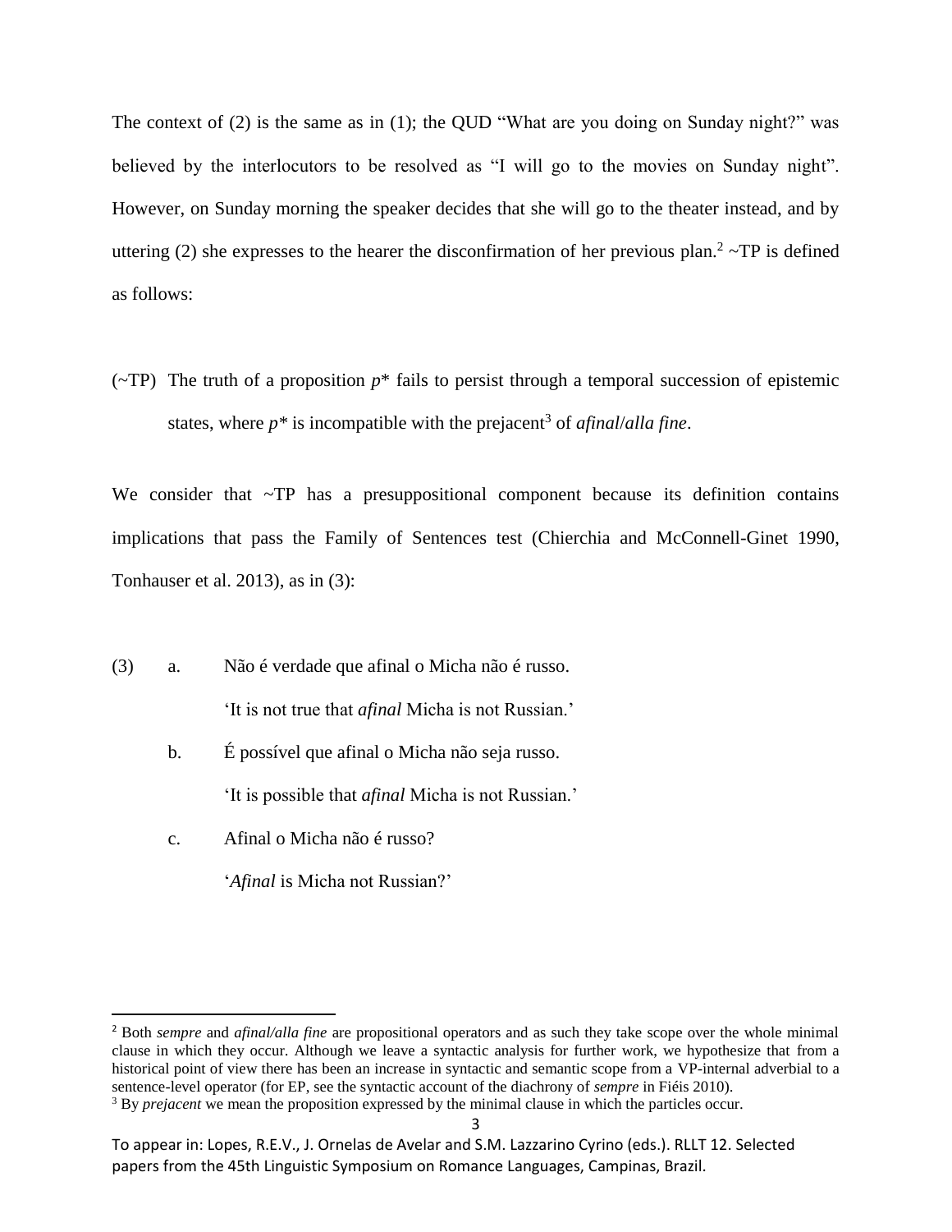The context of (2) is the same as in (1); the QUD "What are you doing on Sunday night?" was believed by the interlocutors to be resolved as "I will go to the movies on Sunday night". However, on Sunday morning the speaker decides that she will go to the theater instead, and by uttering (2) she expresses to the hearer the disconfirmation of her previous plan.[2] ~TP is defined as follows:

(~TP) The truth of a proposition *p\** fails to persist through a temporal succession of epistemic states, where *p\** is incompatible with the prejacent[3] of *afinal*/*alla fine*.

We consider that ~TP has a presuppositional component because its definition contains implications that pass the Family of Sentences test (Chierchia and McConnell-Ginet 1990, Tonhauser et al. 2013), as in (3):

(3) a. Não é verdade que afinal o Micha não é russo.
   'It is not true that *afinal* Micha is not Russian.'

  b. É possível que afinal o Micha não seja russo.
   'It is possible that *afinal* Micha is not Russian.'

  c. Afinal o Micha não é russo?
   '*Afinal* is Micha not Russian?'

---

[2] Both *sempre* and *afinal/alla fine* are propositional operators and as such they take scope over the whole minimal clause in which they occur. Although we leave a syntactic analysis for further work, we hypothesize that from a historical point of view there has been an increase in syntactic and semantic scope from a VP-internal adverbial to a sentence-level operator (for EP, see the syntactic account of the diachrony of *sempre* in Fiéis 2010).

[3] By *prejacent* we mean the proposition expressed by the minimal clause in which the particles occur.

To appear in: Lopes, R.E.V., J. Ornelas de Avelar and S.M. Lazzarino Cyrino (eds.). RLLT 12. Selected papers from the 45th Linguistic Symposium on Romance Languages, Campinas, Brazil.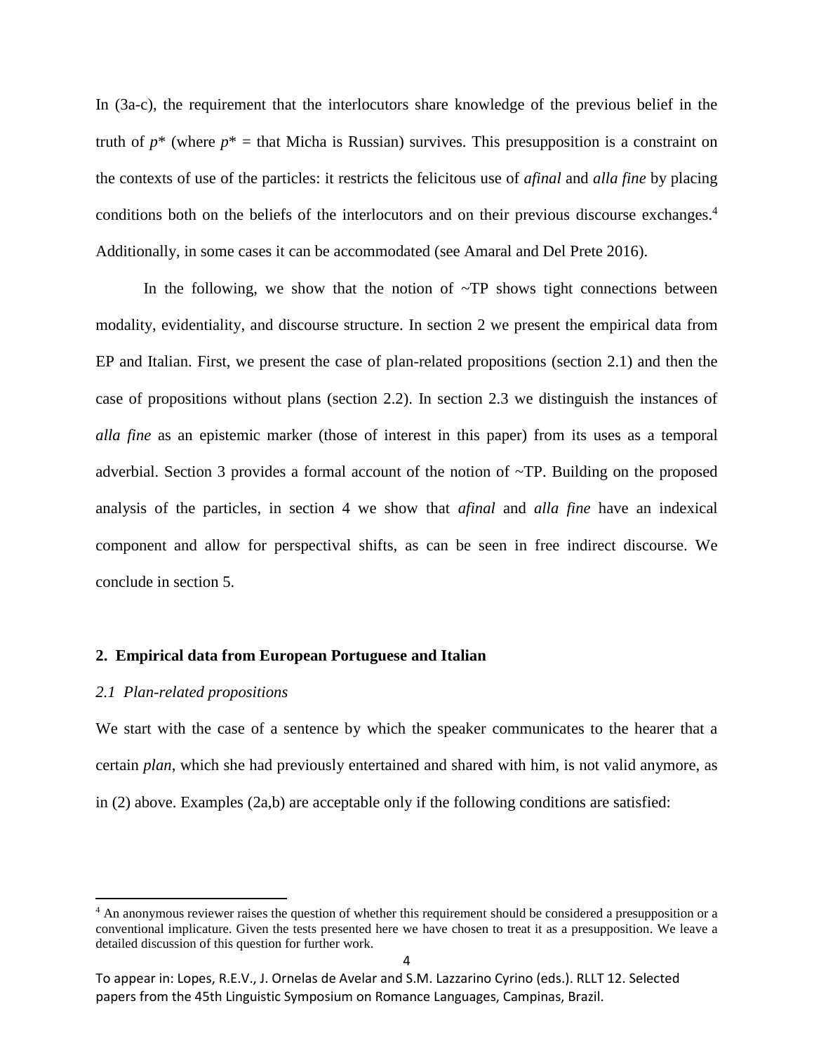In (3a-c), the requirement that the interlocutors share knowledge of the previous belief in the truth of $p^*$ (where $p^*$ = that Micha is Russian) survives. This presupposition is a constraint on the contexts of use of the particles: it restricts the felicitous use of *afinal* and *alla fine* by placing conditions both on the beliefs of the interlocutors and on their previous discourse exchanges.[4] Additionally, in some cases it can be accommodated (see Amaral and Del Prete 2016).

In the following, we show that the notion of ~TP shows tight connections between modality, evidentiality, and discourse structure. In section 2 we present the empirical data from EP and Italian. First, we present the case of plan-related propositions (section 2.1) and then the case of propositions without plans (section 2.2). In section 2.3 we distinguish the instances of *alla fine* as an epistemic marker (those of interest in this paper) from its uses as a temporal adverbial. Section 3 provides a formal account of the notion of ~TP. Building on the proposed analysis of the particles, in section 4 we show that *afinal* and *alla fine* have an indexical component and allow for perspectival shifts, as can be seen in free indirect discourse. We conclude in section 5.

## 2. Empirical data from European Portuguese and Italian

### *2.1 Plan-related propositions*

We start with the case of a sentence by which the speaker communicates to the hearer that a certain *plan*, which she had previously entertained and shared with him, is not valid anymore, as in (2) above. Examples (2a,b) are acceptable only if the following conditions are satisfied:

---

[4] An anonymous reviewer raises the question of whether this requirement should be considered a presupposition or a conventional implicature. Given the tests presented here we have chosen to treat it as a presupposition. We leave a detailed discussion of this question for further work.

To appear in: Lopes, R.E.V., J. Ornelas de Avelar and S.M. Lazzarino Cyrino (eds.). RLLT 12. Selected papers from the 45th Linguistic Symposium on Romance Languages, Campinas, Brazil.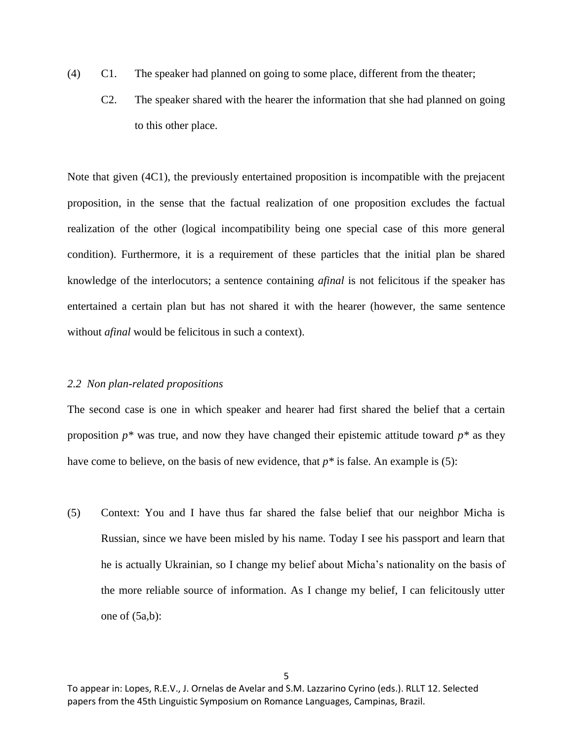(4) C1. The speaker had planned on going to some place, different from the theater;

C2. The speaker shared with the hearer the information that she had planned on going to this other place.

Note that given (4C1), the previously entertained proposition is incompatible with the prejacent proposition, in the sense that the factual realization of one proposition excludes the factual realization of the other (logical incompatibility being one special case of this more general condition). Furthermore, it is a requirement of these particles that the initial plan be shared knowledge of the interlocutors; a sentence containing *afinal* is not felicitous if the speaker has entertained a certain plan but has not shared it with the hearer (however, the same sentence without *afinal* would be felicitous in such a context).

### *2.2 Non plan-related propositions*

The second case is one in which speaker and hearer had first shared the belief that a certain proposition *p\** was true, and now they have changed their epistemic attitude toward *p\** as they have come to believe, on the basis of new evidence, that *p\** is false. An example is (5):

(5) Context: You and I have thus far shared the false belief that our neighbor Micha is Russian, since we have been misled by his name. Today I see his passport and learn that he is actually Ukrainian, so I change my belief about Micha's nationality on the basis of the more reliable source of information. As I change my belief, I can felicitously utter one of (5a,b):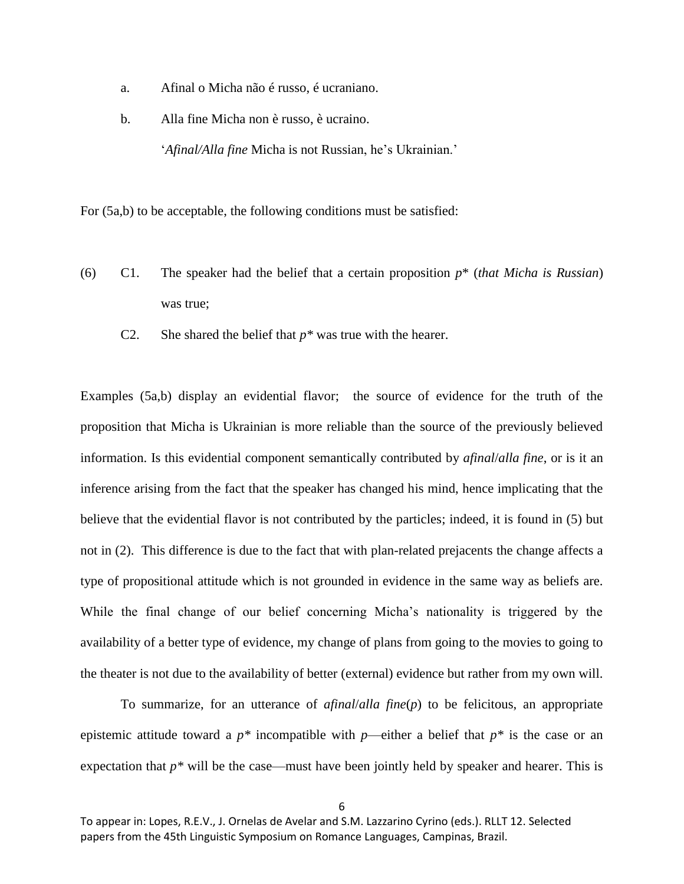a. Afinal o Micha não é russo, é ucraniano.

b. Alla fine Micha non è russo, è ucraino.

'*Afinal/Alla fine* Micha is not Russian, he's Ukrainian.'

For (5a,b) to be acceptable, the following conditions must be satisfied:

(6) C1. The speaker had the belief that a certain proposition $p^*$ (*that Micha is Russian*) was true;

C2. She shared the belief that $p^*$ was true with the hearer.

Examples (5a,b) display an evidential flavor; the source of evidence for the truth of the proposition that Micha is Ukrainian is more reliable than the source of the previously believed information. Is this evidential component semantically contributed by *afinal*/*alla fine*, or is it an inference arising from the fact that the speaker has changed his mind, hence implicating that the believe that the evidential flavor is not contributed by the particles; indeed, it is found in (5) but not in (2). This difference is due to the fact that with plan-related prejacents the change affects a type of propositional attitude which is not grounded in evidence in the same way as beliefs are. While the final change of our belief concerning Micha's nationality is triggered by the availability of a better type of evidence, my change of plans from going to the movies to going to the theater is not due to the availability of better (external) evidence but rather from my own will.

To summarize, for an utterance of *afinal*/*alla fine*($p$) to be felicitous, an appropriate epistemic attitude toward a $p^*$ incompatible with $p$—either a belief that $p^*$ is the case or an expectation that $p^*$ will be the case—must have been jointly held by speaker and hearer. This is

To appear in: Lopes, R.E.V., J. Ornelas de Avelar and S.M. Lazzarino Cyrino (eds.). RLLT 12. Selected papers from the 45th Linguistic Symposium on Romance Languages, Campinas, Brazil.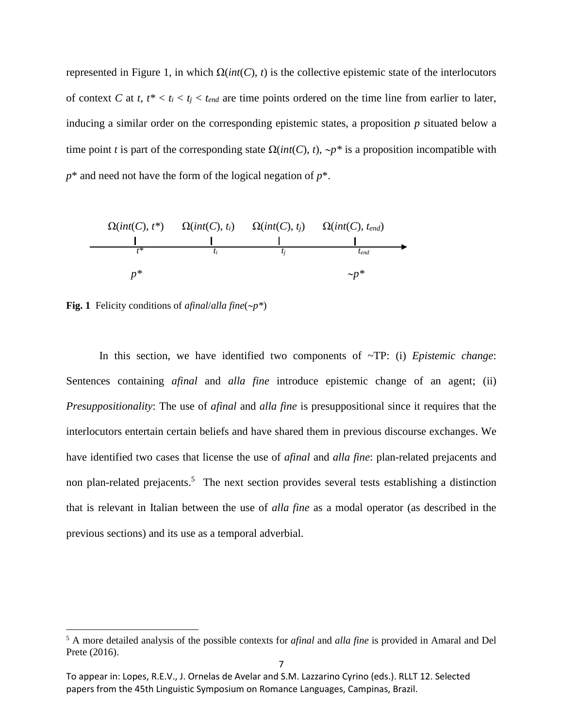represented in Figure 1, in which $\Omega(int(C), t)$ is the collective epistemic state of the interlocutors of context $C$ at $t$, $t^* < t_i < t_j < t_{end}$ are time points ordered on the time line from earlier to later, inducing a similar order on the corresponding epistemic states, a proposition $p$ situated below a time point $t$ is part of the corresponding state $\Omega(int(C), t)$, $\sim p^*$ is a proposition incompatible with $p^*$ and need not have the form of the logical negation of $p^*$.

| $\Omega(int(C), t^*)$ | $\Omega(int(C), t_i)$ | $\Omega(int(C), t_j)$ | $\Omega(int(C), t_{end})$ |
|---|---|---|---|
| $t^*$ | $t_i$ | $t_j$ | $t_{end}$ |
| $p^*$ | | | $\sim p^*$ |

**Fig. 1** Felicity conditions of *afinal*/*alla fine*($\sim p^*$)

In this section, we have identified two components of ~TP: (i) *Epistemic change*: Sentences containing *afinal* and *alla fine* introduce epistemic change of an agent; (ii) *Presuppositionality*: The use of *afinal* and *alla fine* is presuppositional since it requires that the interlocutors entertain certain beliefs and have shared them in previous discourse exchanges. We have identified two cases that license the use of *afinal* and *alla fine*: plan-related prejacents and non plan-related prejacents.[5] The next section provides several tests establishing a distinction that is relevant in Italian between the use of *alla fine* as a modal operator (as described in the previous sections) and its use as a temporal adverbial.

[5] A more detailed analysis of the possible contexts for *afinal* and *alla fine* is provided in Amaral and Del Prete (2016).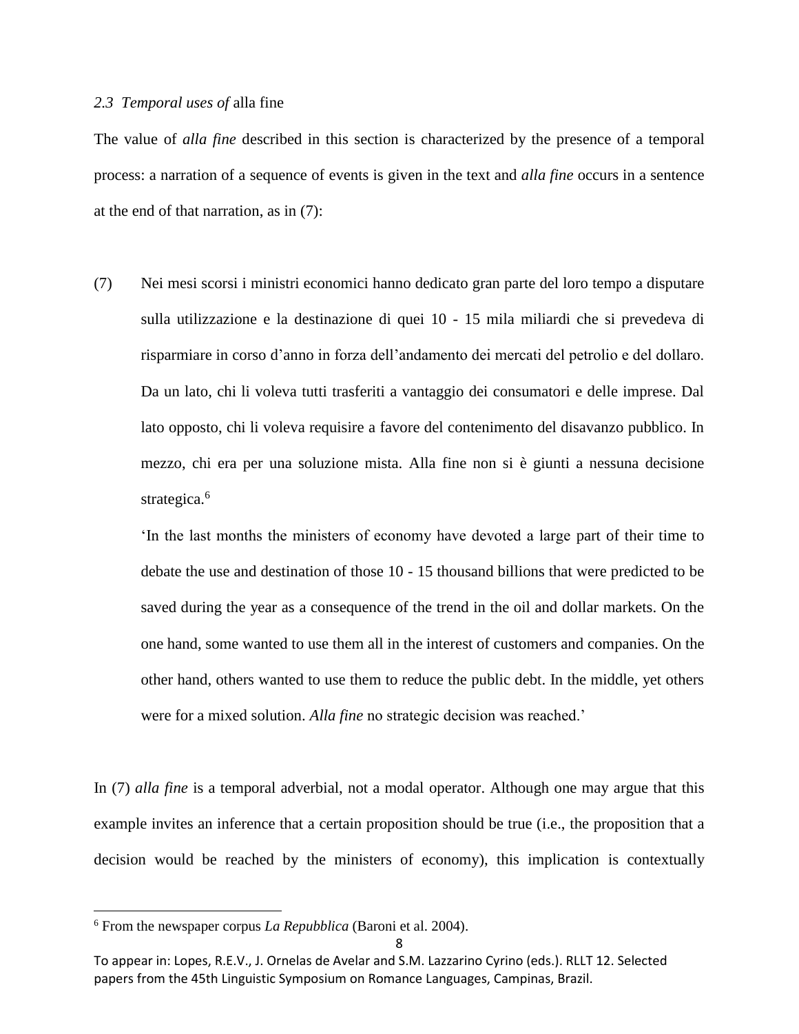### 2.3 *Temporal uses of* alla fine

The value of *alla fine* described in this section is characterized by the presence of a temporal process: a narration of a sequence of events is given in the text and *alla fine* occurs in a sentence at the end of that narration, as in (7):

(7) Nei mesi scorsi i ministri economici hanno dedicato gran parte del loro tempo a disputare sulla utilizzazione e la destinazione di quei 10 - 15 mila miliardi che si prevedeva di risparmiare in corso d'anno in forza dell'andamento dei mercati del petrolio e del dollaro. Da un lato, chi li voleva tutti trasferiti a vantaggio dei consumatori e delle imprese. Dal lato opposto, chi li voleva requisire a favore del contenimento del disavanzo pubblico. In mezzo, chi era per una soluzione mista. Alla fine non si è giunti a nessuna decisione strategica.[6]

'In the last months the ministers of economy have devoted a large part of their time to debate the use and destination of those 10 - 15 thousand billions that were predicted to be saved during the year as a consequence of the trend in the oil and dollar markets. On the one hand, some wanted to use them all in the interest of customers and companies. On the other hand, others wanted to use them to reduce the public debt. In the middle, yet others were for a mixed solution. *Alla fine* no strategic decision was reached.'

In (7) *alla fine* is a temporal adverbial, not a modal operator. Although one may argue that this example invites an inference that a certain proposition should be true (i.e., the proposition that a decision would be reached by the ministers of economy), this implication is contextually

[6] From the newspaper corpus *La Repubblica* (Baroni et al. 2004).

To appear in: Lopes, R.E.V., J. Ornelas de Avelar and S.M. Lazzarino Cyrino (eds.). RLLT 12. Selected papers from the 45th Linguistic Symposium on Romance Languages, Campinas, Brazil.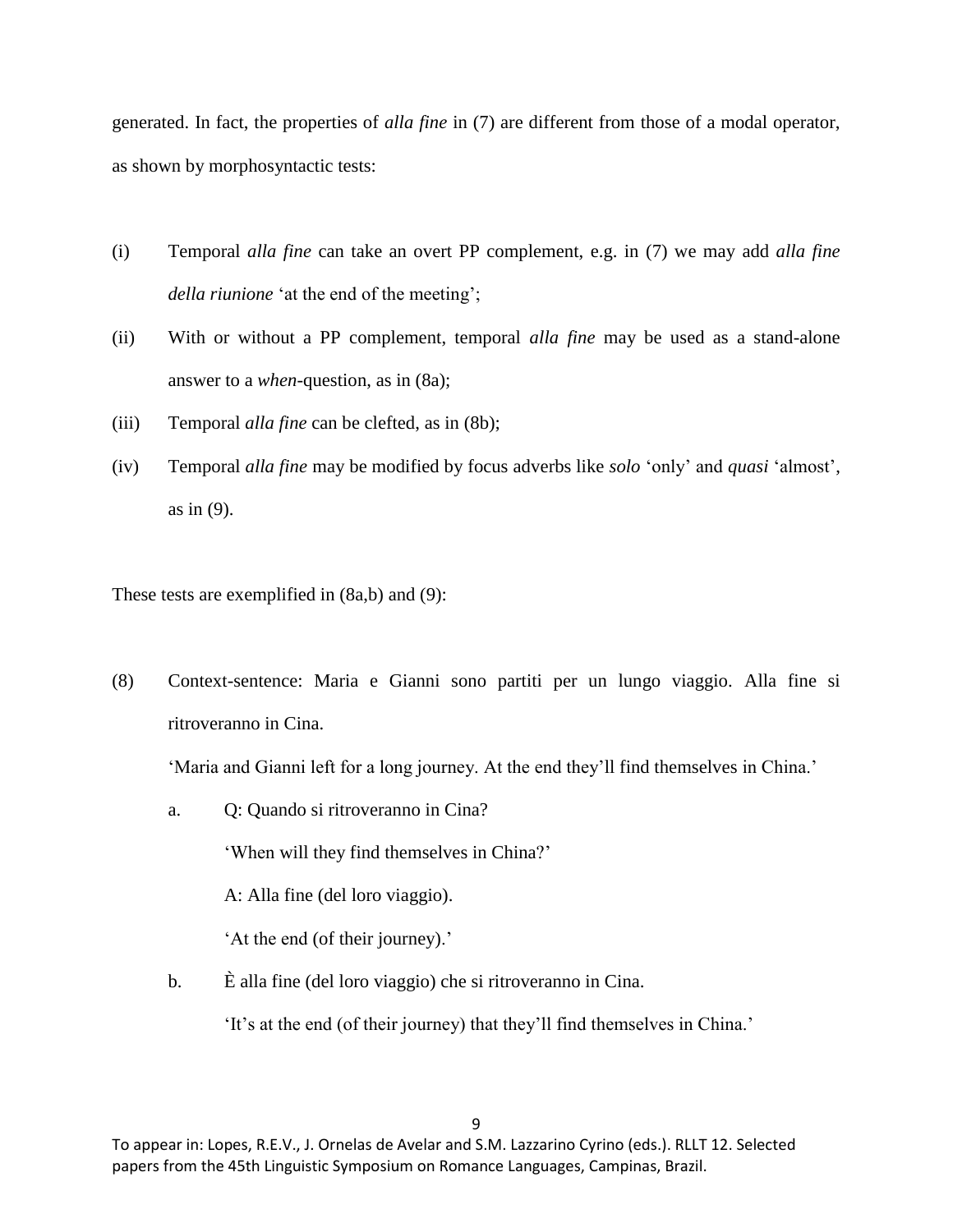generated. In fact, the properties of *alla fine* in (7) are different from those of a modal operator, as shown by morphosyntactic tests:

(i) Temporal *alla fine* can take an overt PP complement, e.g. in (7) we may add *alla fine della riunione* 'at the end of the meeting';

(ii) With or without a PP complement, temporal *alla fine* may be used as a stand-alone answer to a *when*-question, as in (8a);

(iii) Temporal *alla fine* can be clefted, as in (8b);

(iv) Temporal *alla fine* may be modified by focus adverbs like *solo* 'only' and *quasi* 'almost', as in (9).

These tests are exemplified in (8a,b) and (9):

(8) Context-sentence: Maria e Gianni sono partiti per un lungo viaggio. Alla fine si ritroveranno in Cina.

'Maria and Gianni left for a long journey. At the end they'll find themselves in China.'

a. Q: Quando si ritroveranno in Cina?

'When will they find themselves in China?'

A: Alla fine (del loro viaggio).

'At the end (of their journey).'

b. È alla fine (del loro viaggio) che si ritroveranno in Cina.

'It's at the end (of their journey) that they'll find themselves in China.'

To appear in: Lopes, R.E.V., J. Ornelas de Avelar and S.M. Lazzarino Cyrino (eds.). RLLT 12. Selected papers from the 45th Linguistic Symposium on Romance Languages, Campinas, Brazil.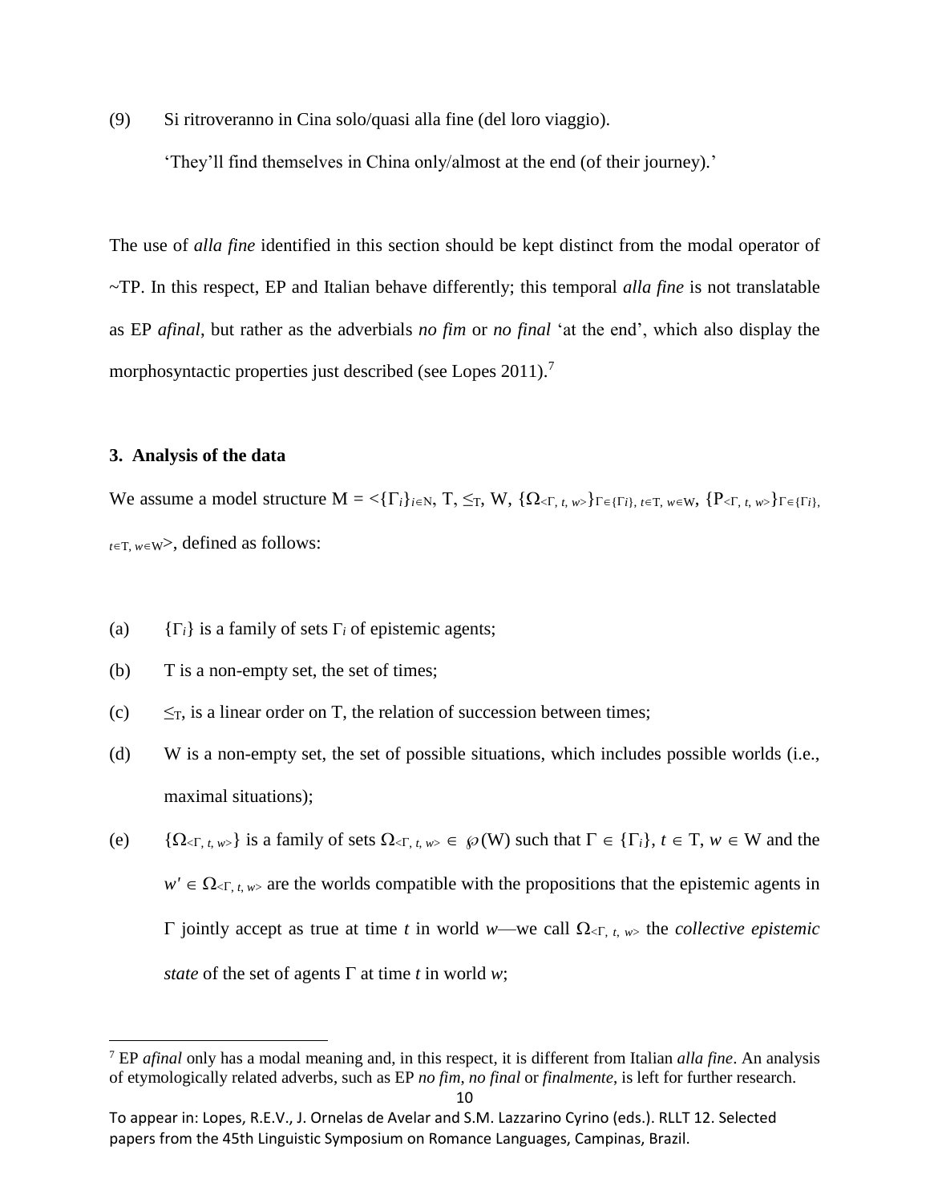(9) Si ritroveranno in Cina solo/quasi alla fine (del loro viaggio).

‘They’ll find themselves in China only/almost at the end (of their journey).’

The use of *alla fine* identified in this section should be kept distinct from the modal operator of ~TP. In this respect, EP and Italian behave differently; this temporal *alla fine* is not translatable as EP *afinal*, but rather as the adverbials *no fim* or *no final* ‘at the end’, which also display the morphosyntactic properties just described (see Lopes 2011).[7]

## 3. Analysis of the data

We assume a model structure $M = <\{\Gamma_i\}_{i\in N}, T, \leq_T, W, \{\Omega_{<\Gamma, t, w>}\}_{\Gamma\in\{\Gamma i\}, t\in T, w\in W}, \{P_{<\Gamma, t, w>}\}_{\Gamma\in\{\Gamma i\}, t\in T, w\in W}>$, defined as follows:

(a) $\{\Gamma_i\}$ is a family of sets $\Gamma_i$ of epistemic agents;

(b) T is a non-empty set, the set of times;

(c) $\leq_T$, is a linear order on T, the relation of succession between times;

(d) W is a non-empty set, the set of possible situations, which includes possible worlds (i.e., maximal situations);

(e) $\{\Omega_{<\Gamma, t, w>}\}$ is a family of sets $\Omega_{<\Gamma, t, w>} \in \wp(W)$ such that $\Gamma \in \{\Gamma_i\}$, $t \in T$, $w \in W$ and the $w' \in \Omega_{<\Gamma, t, w>}$ are the worlds compatible with the propositions that the epistemic agents in $\Gamma$ jointly accept as true at time $t$ in world $w$—we call $\Omega_{<\Gamma, t, w>}$ the *collective epistemic state* of the set of agents $\Gamma$ at time $t$ in world $w$;

---

[7] EP *afinal* only has a modal meaning and, in this respect, it is different from Italian *alla fine*. An analysis of etymologically related adverbs, such as EP *no fim*, *no final* or *finalmente*, is left for further research.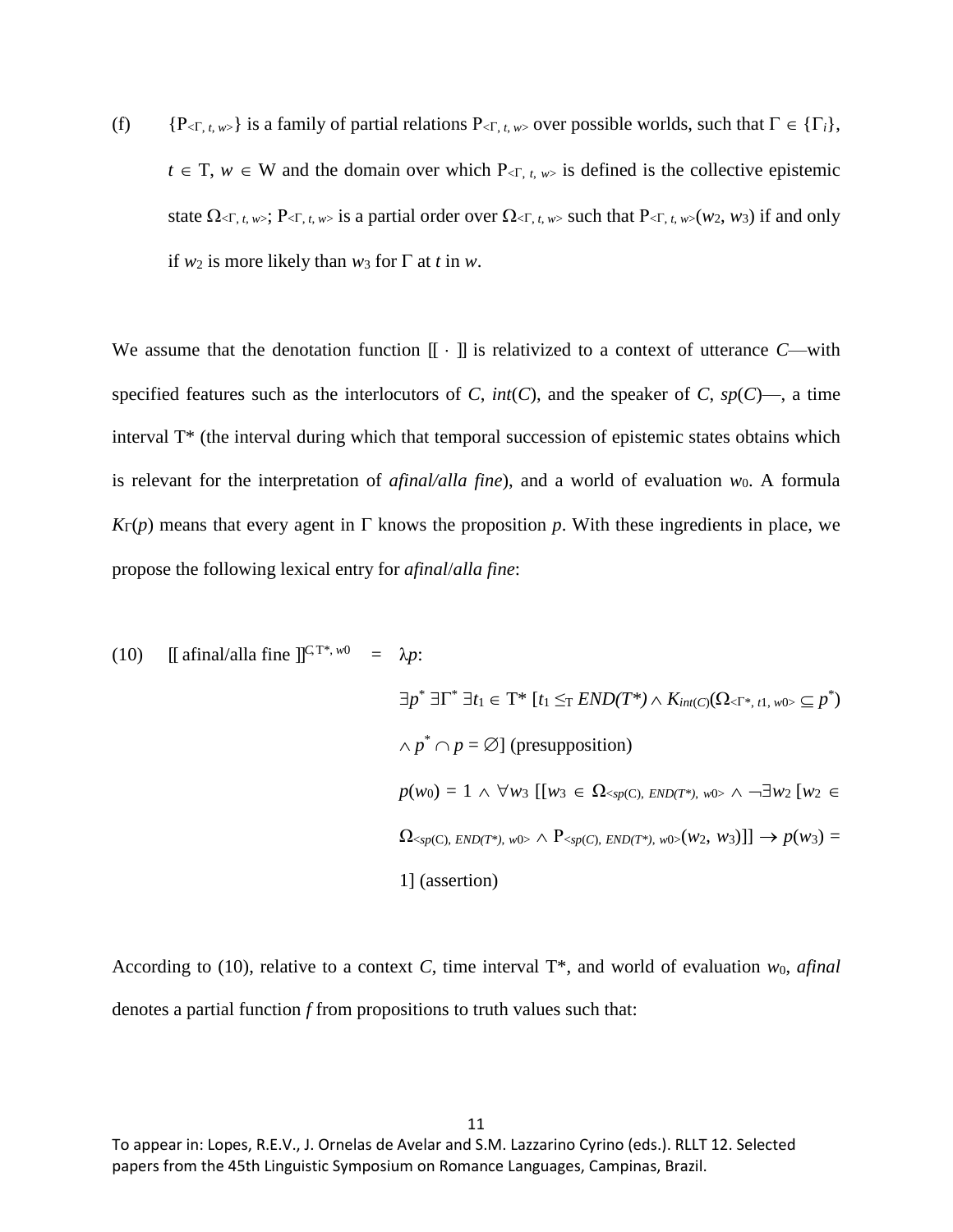(f) $\{P_{<\Gamma, t, w>}\}$ is a family of partial relations $P_{<\Gamma, t, w>}$ over possible worlds, such that $\Gamma \in \{\Gamma_i\}$, $t \in T$, $w \in W$ and the domain over which $P_{<\Gamma, t, w>}$ is defined is the collective epistemic state $\Omega_{<\Gamma, t, w>}$; $P_{<\Gamma, t, w>}$ is a partial order over $\Omega_{<\Gamma, t, w>}$ such that $P_{<\Gamma, t, w>}(w_2, w_3)$ if and only if $w_2$ is more likely than $w_3$ for $\Gamma$ at $t$ in $w$.

We assume that the denotation function [[ · ]] is relativized to a context of utterance *C*—with specified features such as the interlocutors of *C*, *int*(*C*), and the speaker of *C*, *sp*(*C*)—, a time interval T* (the interval during which that temporal succession of epistemic states obtains which is relevant for the interpretation of *afinal/alla fine*), and a world of evaluation $w_0$. A formula $K_\Gamma(p)$ means that every agent in $\Gamma$ knows the proposition *p*. With these ingredients in place, we propose the following lexical entry for *afinal*/*alla fine*:

(10) $[\![ \text{afinal/alla fine} ]\!]^{C, T^*, w_0} = \lambda p$:

$\exists p^* \, \exists \Gamma^* \, \exists t_1 \in T^* \, [t_1 \leq_T END(T^*) \wedge K_{int(C)}(\Omega_{<\Gamma^*, t1, w0>} \subseteq p^*) \wedge p^* \cap p = \varnothing]$ (presupposition)

$p(w_0) = 1 \wedge \forall w_3 \, [[w_3 \in \Omega_{<sp(C), END(T^*), w0>} \wedge \neg\exists w_2 \, [w_2 \in \Omega_{<sp(C), END(T^*), w0>} \wedge P_{<sp(C), END(T^*), w0>}(w_2, w_3)]] \rightarrow p(w_3) = 1]$ (assertion)

According to (10), relative to a context *C*, time interval T*, and world of evaluation $w_0$, *afinal* denotes a partial function *f* from propositions to truth values such that:

To appear in: Lopes, R.E.V., J. Ornelas de Avelar and S.M. Lazzarino Cyrino (eds.). RLLT 12. Selected papers from the 45th Linguistic Symposium on Romance Languages, Campinas, Brazil.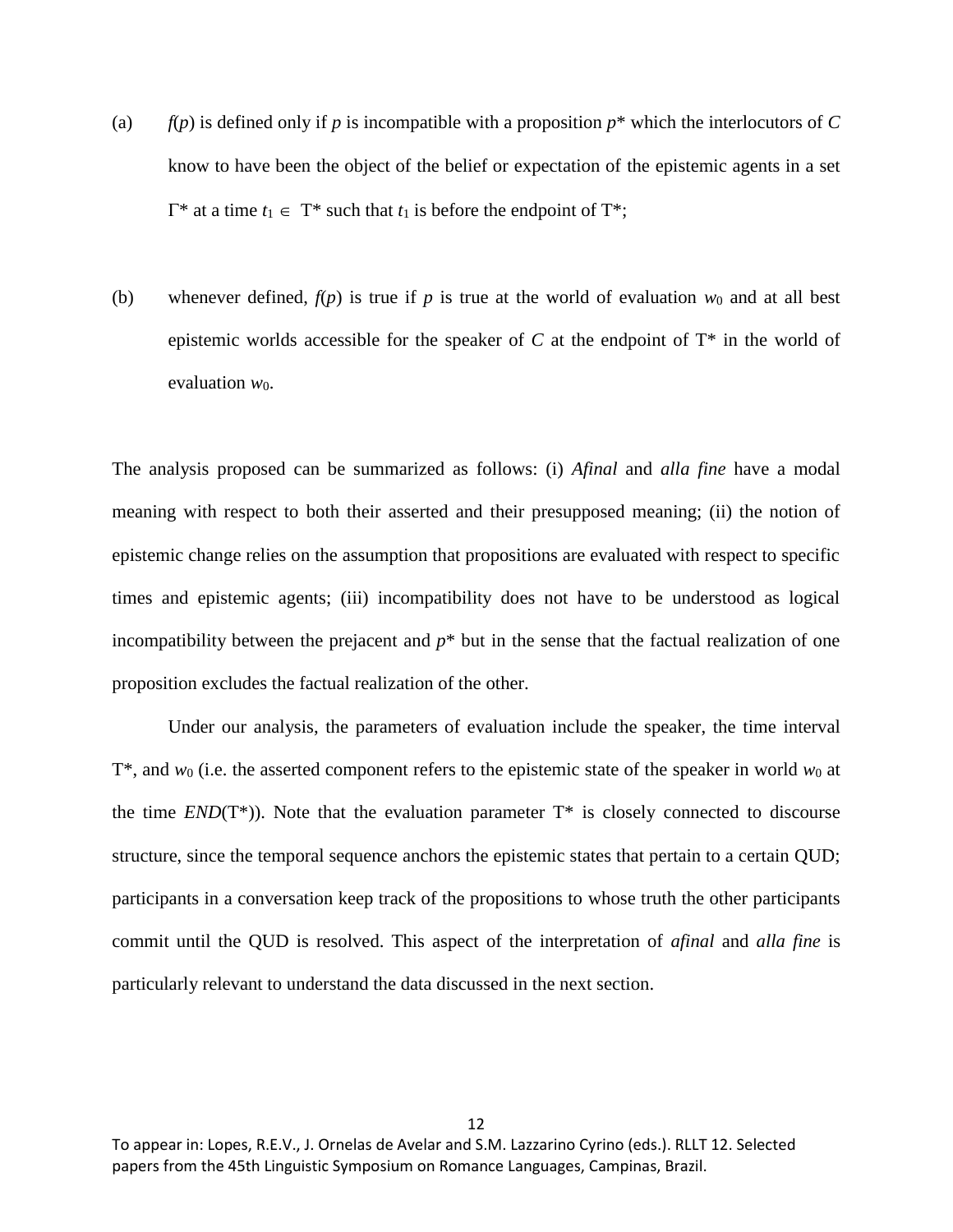(a) $f(p)$ is defined only if $p$ is incompatible with a proposition $p^*$ which the interlocutors of $C$ know to have been the object of the belief or expectation of the epistemic agents in a set $\Gamma^*$ at a time $t_1 \in T^*$ such that $t_1$ is before the endpoint of $T^*$;

(b) whenever defined, $f(p)$ is true if $p$ is true at the world of evaluation $w_0$ and at all best epistemic worlds accessible for the speaker of $C$ at the endpoint of $T^*$ in the world of evaluation $w_0$.

The analysis proposed can be summarized as follows: (i) *Afinal* and *alla fine* have a modal meaning with respect to both their asserted and their presupposed meaning; (ii) the notion of epistemic change relies on the assumption that propositions are evaluated with respect to specific times and epistemic agents; (iii) incompatibility does not have to be understood as logical incompatibility between the prejacent and $p^*$ but in the sense that the factual realization of one proposition excludes the factual realization of the other.

Under our analysis, the parameters of evaluation include the speaker, the time interval $T^*$, and $w_0$ (i.e. the asserted component refers to the epistemic state of the speaker in world $w_0$ at the time $END(T^*)$). Note that the evaluation parameter $T^*$ is closely connected to discourse structure, since the temporal sequence anchors the epistemic states that pertain to a certain QUD; participants in a conversation keep track of the propositions to whose truth the other participants commit until the QUD is resolved. This aspect of the interpretation of *afinal* and *alla fine* is particularly relevant to understand the data discussed in the next section.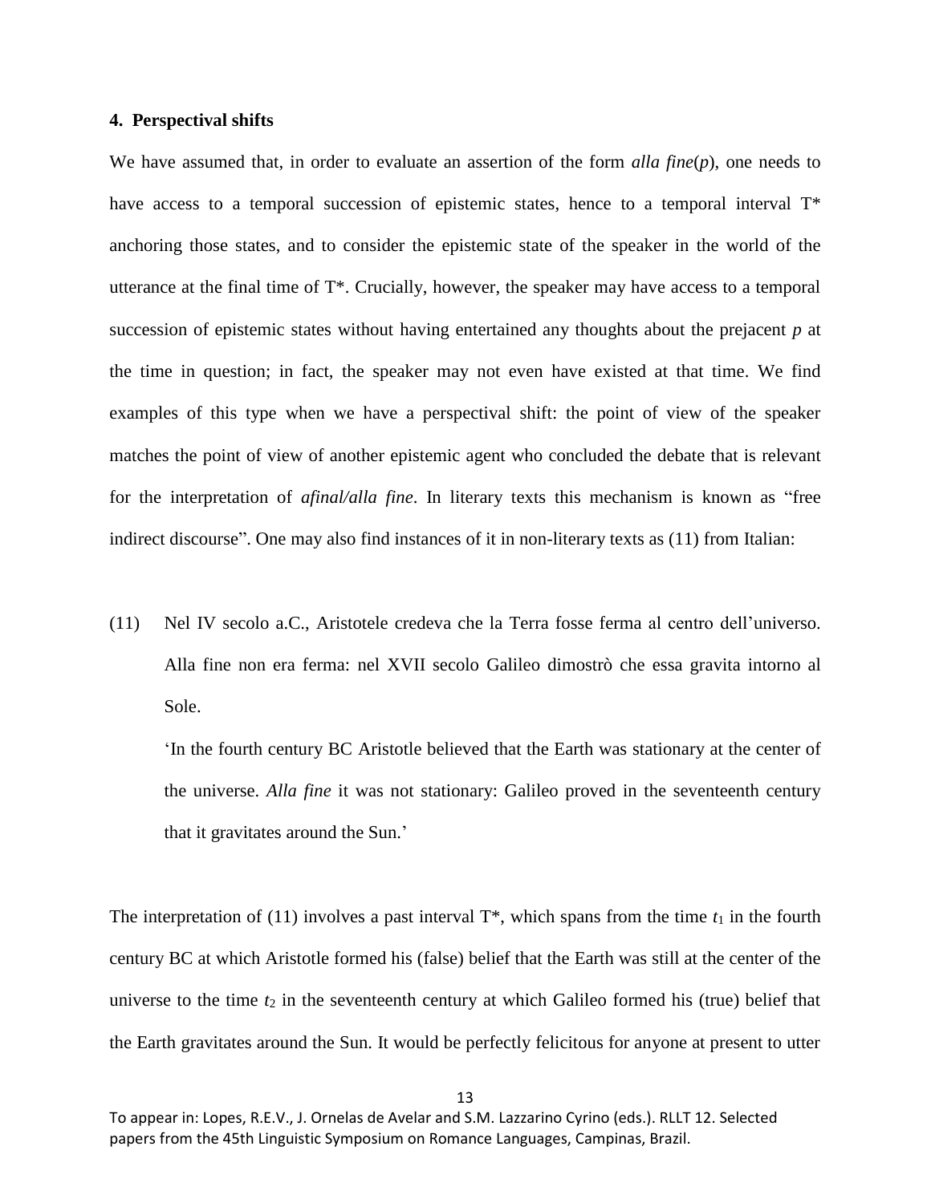### 4. Perspectival shifts

We have assumed that, in order to evaluate an assertion of the form *alla fine*(*p*), one needs to have access to a temporal succession of epistemic states, hence to a temporal interval T* anchoring those states, and to consider the epistemic state of the speaker in the world of the utterance at the final time of T*. Crucially, however, the speaker may have access to a temporal succession of epistemic states without having entertained any thoughts about the prejacent *p* at the time in question; in fact, the speaker may not even have existed at that time. We find examples of this type when we have a perspectival shift: the point of view of the speaker matches the point of view of another epistemic agent who concluded the debate that is relevant for the interpretation of *afinal/alla fine*. In literary texts this mechanism is known as "free indirect discourse". One may also find instances of it in non-literary texts as (11) from Italian:

(11) Nel IV secolo a.C., Aristotele credeva che la Terra fosse ferma al centro dell'universo. Alla fine non era ferma: nel XVII secolo Galileo dimostrò che essa gravita intorno al Sole.

'In the fourth century BC Aristotle believed that the Earth was stationary at the center of the universe. *Alla fine* it was not stationary: Galileo proved in the seventeenth century that it gravitates around the Sun.'

The interpretation of (11) involves a past interval T*, which spans from the time $t_1$ in the fourth century BC at which Aristotle formed his (false) belief that the Earth was still at the center of the universe to the time $t_2$ in the seventeenth century at which Galileo formed his (true) belief that the Earth gravitates around the Sun. It would be perfectly felicitous for anyone at present to utter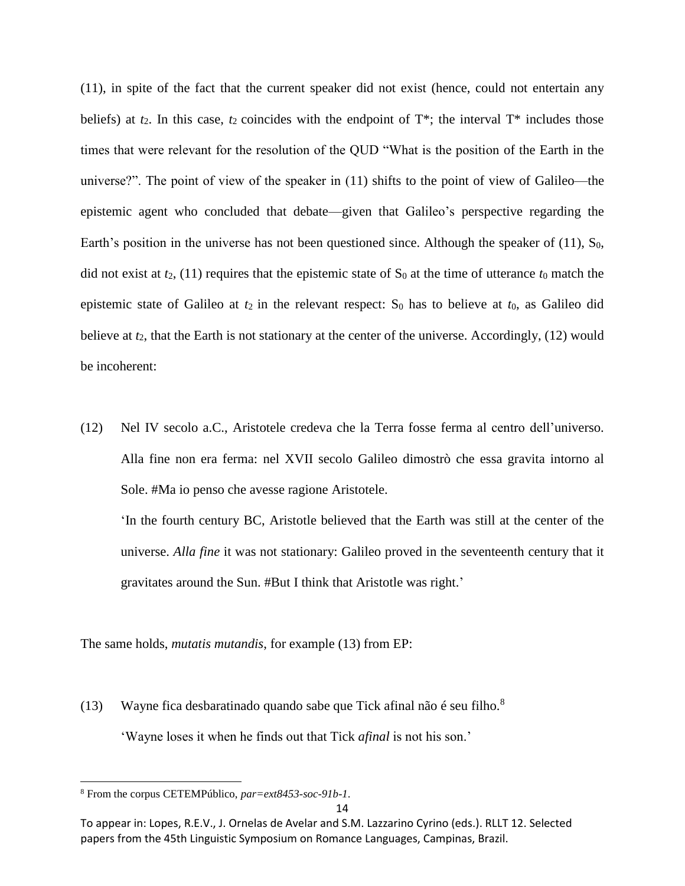(11), in spite of the fact that the current speaker did not exist (hence, could not entertain any beliefs) at $t_2$. In this case, $t_2$ coincides with the endpoint of T*; the interval T* includes those times that were relevant for the resolution of the QUD "What is the position of the Earth in the universe?". The point of view of the speaker in (11) shifts to the point of view of Galileo—the epistemic agent who concluded that debate—given that Galileo's perspective regarding the Earth's position in the universe has not been questioned since. Although the speaker of (11), $S_0$, did not exist at $t_2$, (11) requires that the epistemic state of $S_0$ at the time of utterance $t_0$ match the epistemic state of Galileo at $t_2$ in the relevant respect: $S_0$ has to believe at $t_0$, as Galileo did believe at $t_2$, that the Earth is not stationary at the center of the universe. Accordingly, (12) would be incoherent:

(12) Nel IV secolo a.C., Aristotele credeva che la Terra fosse ferma al centro dell'universo. Alla fine non era ferma: nel XVII secolo Galileo dimostrò che essa gravita intorno al Sole. #Ma io penso che avesse ragione Aristotele.

'In the fourth century BC, Aristotle believed that the Earth was still at the center of the universe. *Alla fine* it was not stationary: Galileo proved in the seventeenth century that it gravitates around the Sun. #But I think that Aristotle was right.'

The same holds, *mutatis mutandis*, for example (13) from EP:

(13) Wayne fica desbaratinado quando sabe que Tick afinal não é seu filho.[8]

'Wayne loses it when he finds out that Tick *afinal* is not his son.'

[8] From the corpus CETEMPúblico, *par=ext8453-soc-91b-1*.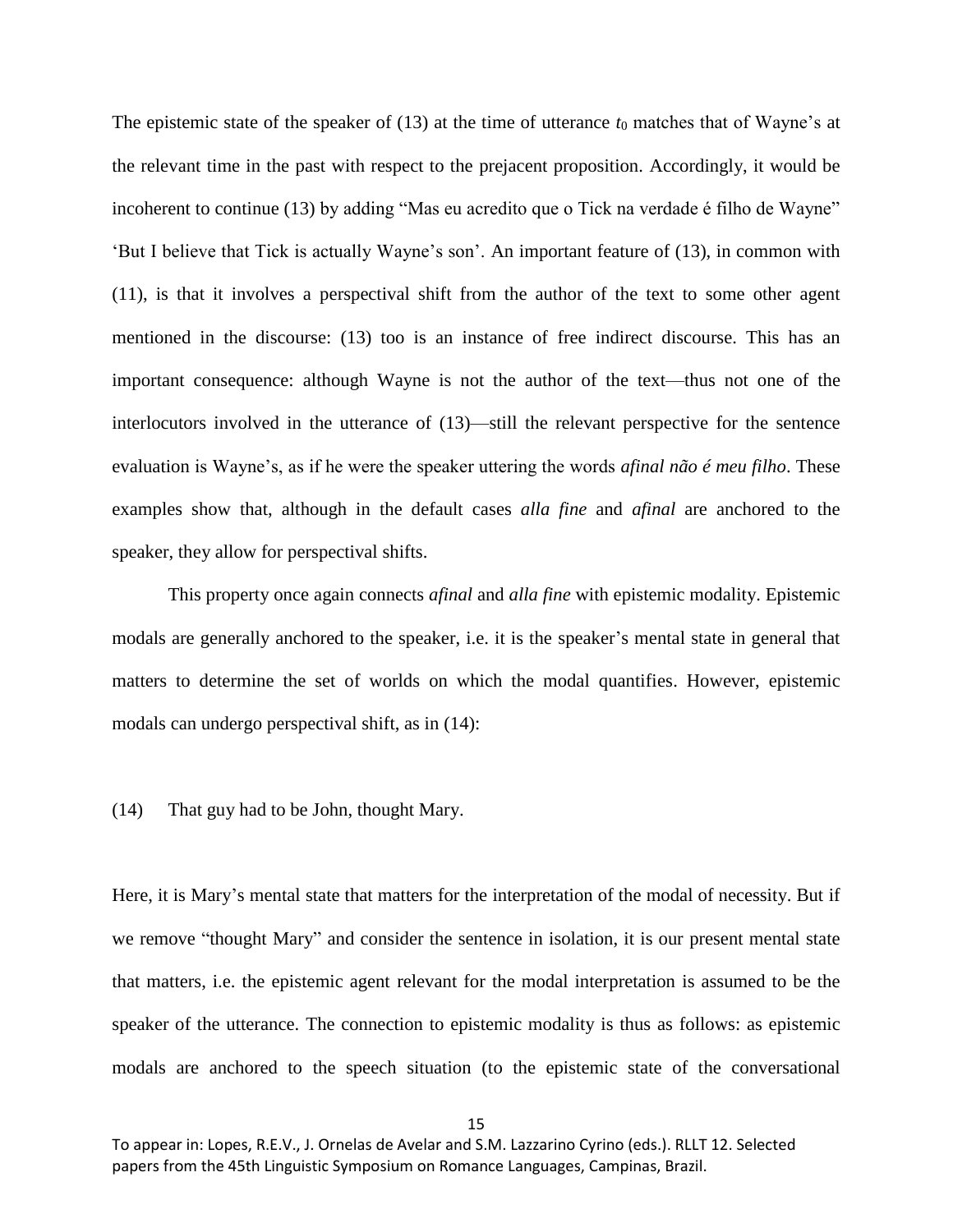The epistemic state of the speaker of (13) at the time of utterance $t_0$ matches that of Wayne's at the relevant time in the past with respect to the prejacent proposition. Accordingly, it would be incoherent to continue (13) by adding "Mas eu acredito que o Tick na verdade é filho de Wayne" 'But I believe that Tick is actually Wayne's son'. An important feature of (13), in common with (11), is that it involves a perspectival shift from the author of the text to some other agent mentioned in the discourse: (13) too is an instance of free indirect discourse. This has an important consequence: although Wayne is not the author of the text—thus not one of the interlocutors involved in the utterance of (13)—still the relevant perspective for the sentence evaluation is Wayne's, as if he were the speaker uttering the words *afinal não é meu filho*. These examples show that, although in the default cases *alla fine* and *afinal* are anchored to the speaker, they allow for perspectival shifts.

This property once again connects *afinal* and *alla fine* with epistemic modality. Epistemic modals are generally anchored to the speaker, i.e. it is the speaker's mental state in general that matters to determine the set of worlds on which the modal quantifies. However, epistemic modals can undergo perspectival shift, as in (14):

(14) That guy had to be John, thought Mary.

Here, it is Mary's mental state that matters for the interpretation of the modal of necessity. But if we remove "thought Mary" and consider the sentence in isolation, it is our present mental state that matters, i.e. the epistemic agent relevant for the modal interpretation is assumed to be the speaker of the utterance. The connection to epistemic modality is thus as follows: as epistemic modals are anchored to the speech situation (to the epistemic state of the conversational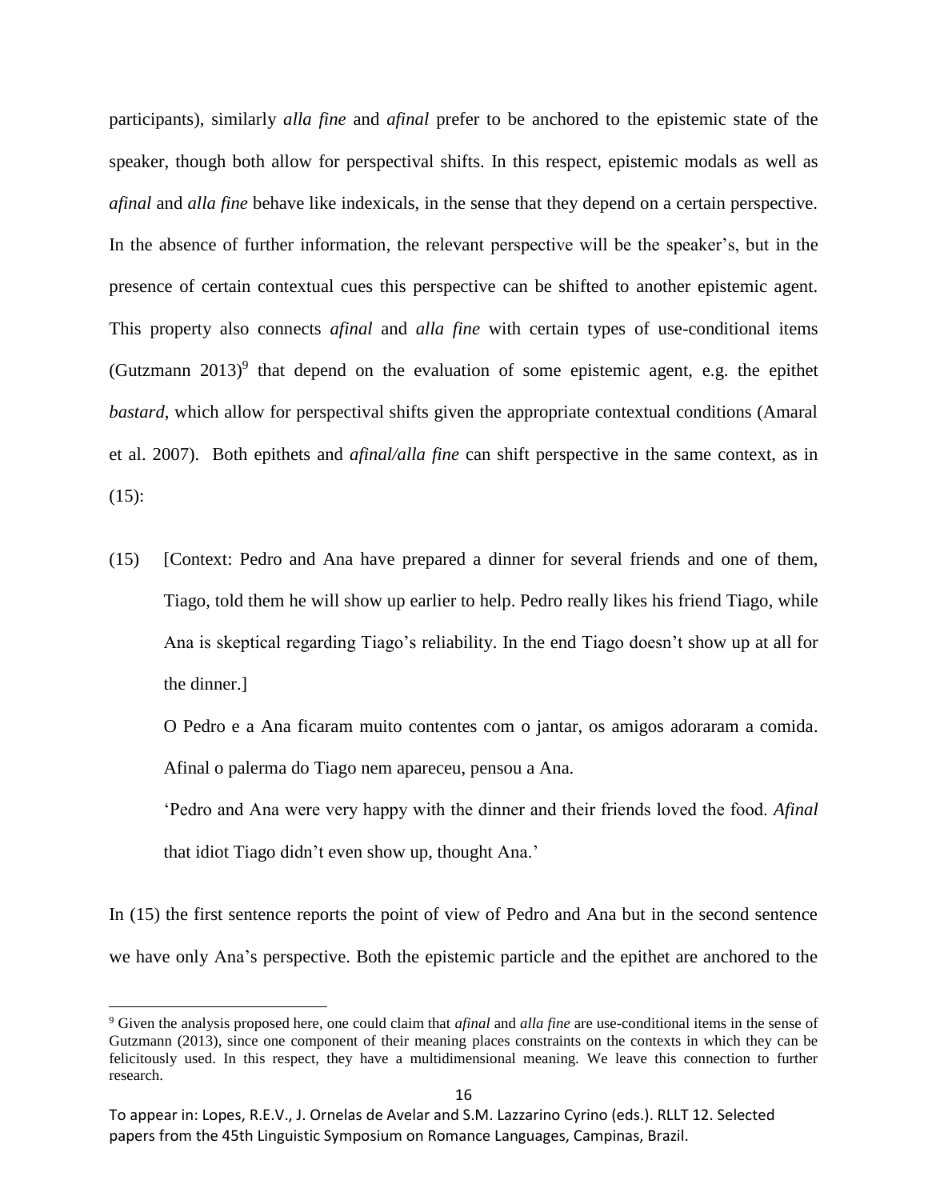participants), similarly *alla fine* and *afinal* prefer to be anchored to the epistemic state of the speaker, though both allow for perspectival shifts. In this respect, epistemic modals as well as *afinal* and *alla fine* behave like indexicals, in the sense that they depend on a certain perspective. In the absence of further information, the relevant perspective will be the speaker's, but in the presence of certain contextual cues this perspective can be shifted to another epistemic agent. This property also connects *afinal* and *alla fine* with certain types of use-conditional items (Gutzmann 2013)[9] that depend on the evaluation of some epistemic agent, e.g. the epithet *bastard*, which allow for perspectival shifts given the appropriate contextual conditions (Amaral et al. 2007). Both epithets and *afinal/alla fine* can shift perspective in the same context, as in (15):

(15) [Context: Pedro and Ana have prepared a dinner for several friends and one of them, Tiago, told them he will show up earlier to help. Pedro really likes his friend Tiago, while Ana is skeptical regarding Tiago's reliability. In the end Tiago doesn't show up at all for the dinner.]

O Pedro e a Ana ficaram muito contentes com o jantar, os amigos adoraram a comida. Afinal o palerma do Tiago nem apareceu, pensou a Ana.

'Pedro and Ana were very happy with the dinner and their friends loved the food. *Afinal* that idiot Tiago didn't even show up, thought Ana.'

In (15) the first sentence reports the point of view of Pedro and Ana but in the second sentence we have only Ana's perspective. Both the epistemic particle and the epithet are anchored to the

---

[9] Given the analysis proposed here, one could claim that *afinal* and *alla fine* are use-conditional items in the sense of Gutzmann (2013), since one component of their meaning places constraints on the contexts in which they can be felicitously used. In this respect, they have a multidimensional meaning. We leave this connection to further research.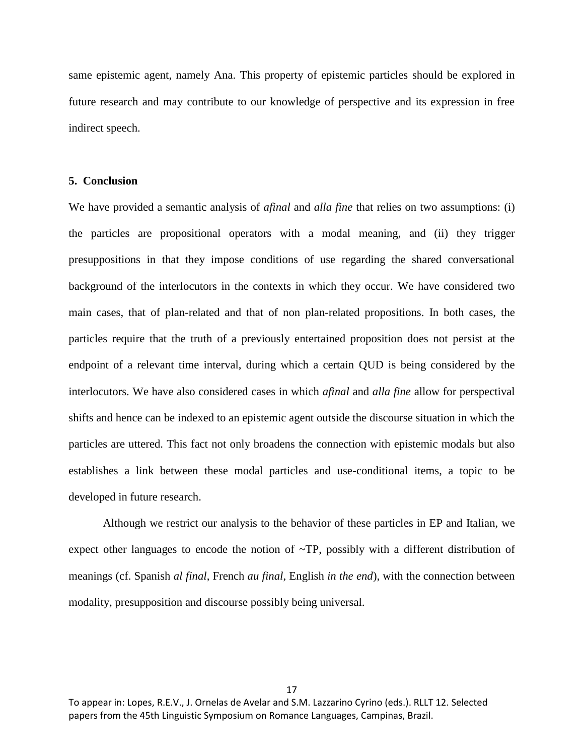same epistemic agent, namely Ana. This property of epistemic particles should be explored in future research and may contribute to our knowledge of perspective and its expression in free indirect speech.

## 5. Conclusion

We have provided a semantic analysis of *afinal* and *alla fine* that relies on two assumptions: (i) the particles are propositional operators with a modal meaning, and (ii) they trigger presuppositions in that they impose conditions of use regarding the shared conversational background of the interlocutors in the contexts in which they occur. We have considered two main cases, that of plan-related and that of non plan-related propositions. In both cases, the particles require that the truth of a previously entertained proposition does not persist at the endpoint of a relevant time interval, during which a certain QUD is being considered by the interlocutors. We have also considered cases in which *afinal* and *alla fine* allow for perspectival shifts and hence can be indexed to an epistemic agent outside the discourse situation in which the particles are uttered. This fact not only broadens the connection with epistemic modals but also establishes a link between these modal particles and use-conditional items, a topic to be developed in future research.

Although we restrict our analysis to the behavior of these particles in EP and Italian, we expect other languages to encode the notion of ~TP, possibly with a different distribution of meanings (cf. Spanish *al final*, French *au final*, English *in the end*), with the connection between modality, presupposition and discourse possibly being universal.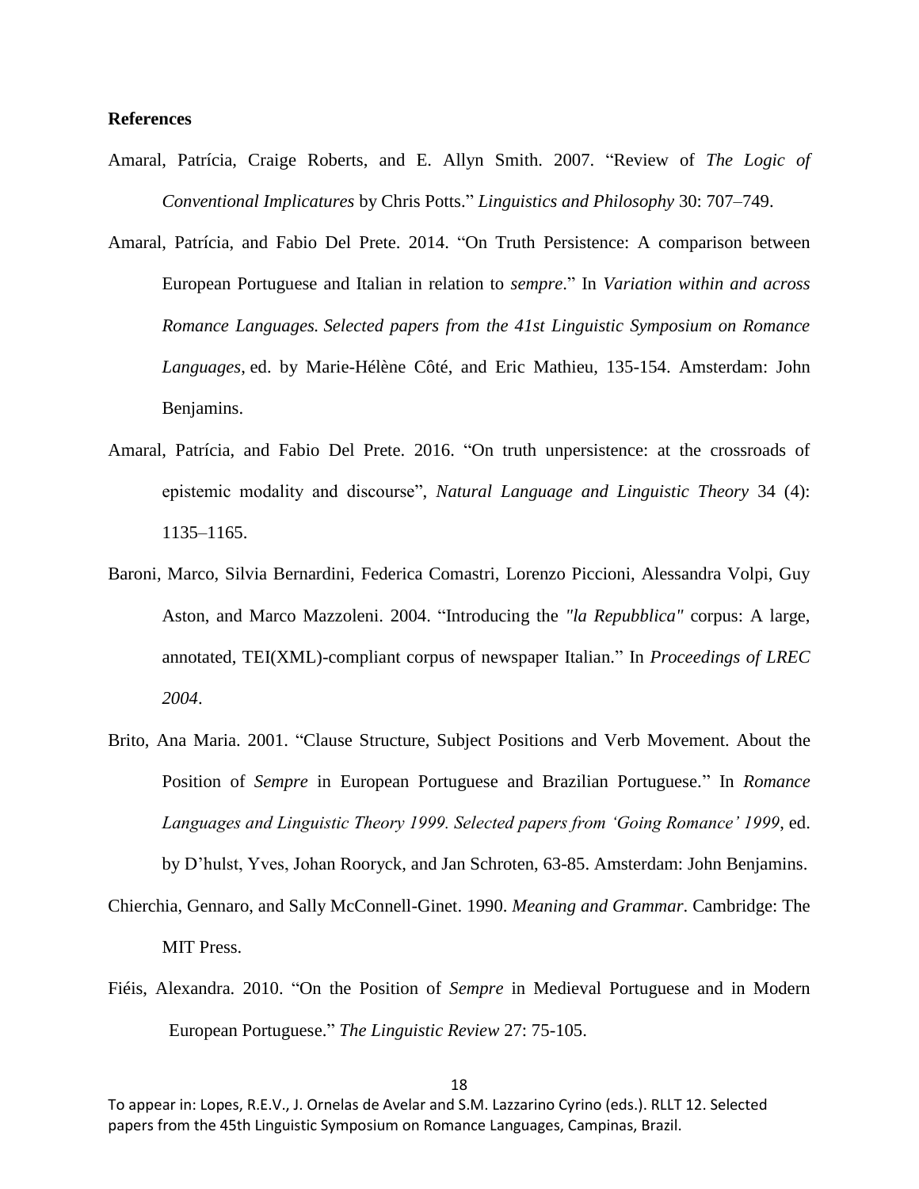**References**

Amaral, Patrícia, Craige Roberts, and E. Allyn Smith. 2007. "Review of *The Logic of Conventional Implicatures* by Chris Potts." *Linguistics and Philosophy* 30: 707–749.

Amaral, Patrícia, and Fabio Del Prete. 2014. "On Truth Persistence: A comparison between European Portuguese and Italian in relation to *sempre*." In *Variation within and across Romance Languages. Selected papers from the 41st Linguistic Symposium on Romance Languages*, ed. by Marie-Hélène Côté, and Eric Mathieu, 135-154. Amsterdam: John Benjamins.

Amaral, Patrícia, and Fabio Del Prete. 2016. "On truth unpersistence: at the crossroads of epistemic modality and discourse", *Natural Language and Linguistic Theory* 34 (4): 1135–1165.

Baroni, Marco, Silvia Bernardini, Federica Comastri, Lorenzo Piccioni, Alessandra Volpi, Guy Aston, and Marco Mazzoleni. 2004. "Introducing the *"la Repubblica"* corpus: A large, annotated, TEI(XML)-compliant corpus of newspaper Italian." In *Proceedings of LREC 2004*.

Brito, Ana Maria. 2001. "Clause Structure, Subject Positions and Verb Movement. About the Position of *Sempre* in European Portuguese and Brazilian Portuguese." In *Romance Languages and Linguistic Theory 1999. Selected papers from 'Going Romance' 1999*, ed. by D'hulst, Yves, Johan Rooryck, and Jan Schroten, 63-85. Amsterdam: John Benjamins.

Chierchia, Gennaro, and Sally McConnell-Ginet. 1990. *Meaning and Grammar*. Cambridge: The MIT Press.

Fiéis, Alexandra. 2010. "On the Position of *Sempre* in Medieval Portuguese and in Modern European Portuguese." *The Linguistic Review* 27: 75-105.

To appear in: Lopes, R.E.V., J. Ornelas de Avelar and S.M. Lazzarino Cyrino (eds.). RLLT 12. Selected papers from the 45th Linguistic Symposium on Romance Languages, Campinas, Brazil.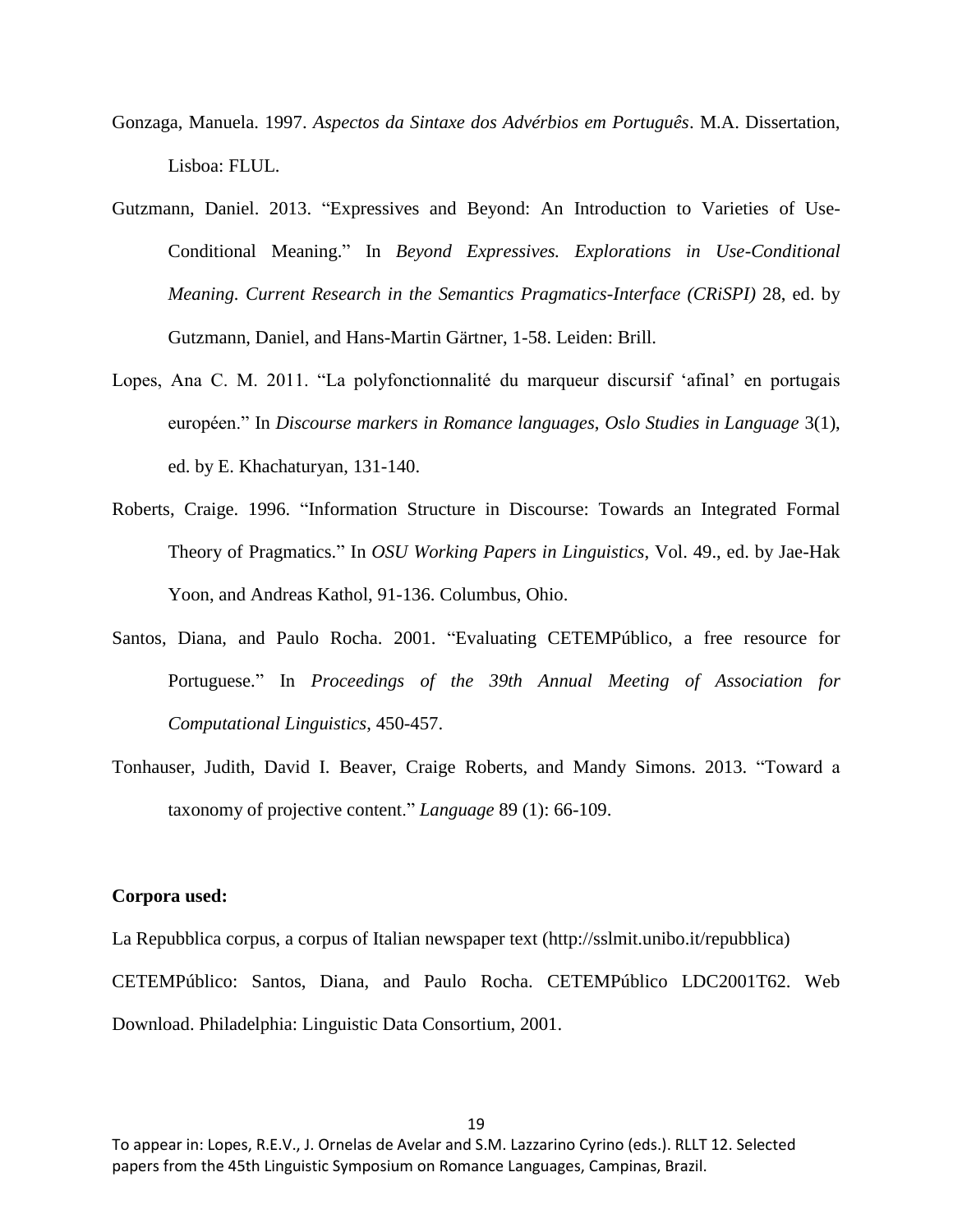Gonzaga, Manuela. 1997. *Aspectos da Sintaxe dos Advérbios em Português*. M.A. Dissertation, Lisboa: FLUL.

Gutzmann, Daniel. 2013. "Expressives and Beyond: An Introduction to Varieties of Use-Conditional Meaning." In *Beyond Expressives. Explorations in Use-Conditional Meaning. Current Research in the Semantics Pragmatics-Interface (CRiSPI)* 28, ed. by Gutzmann, Daniel, and Hans-Martin Gärtner, 1-58. Leiden: Brill.

Lopes, Ana C. M. 2011. "La polyfonctionnalité du marqueur discursif 'afinal' en portugais européen." In *Discourse markers in Romance languages*, *Oslo Studies in Language* 3(1), ed. by E. Khachaturyan, 131-140.

Roberts, Craige. 1996. "Information Structure in Discourse: Towards an Integrated Formal Theory of Pragmatics." In *OSU Working Papers in Linguistics*, Vol. 49., ed. by Jae-Hak Yoon, and Andreas Kathol, 91-136. Columbus, Ohio.

Santos, Diana, and Paulo Rocha. 2001. "Evaluating CETEMPúblico, a free resource for Portuguese." In *Proceedings of the 39th Annual Meeting of Association for Computational Linguistics*, 450-457.

Tonhauser, Judith, David I. Beaver, Craige Roberts, and Mandy Simons. 2013. "Toward a taxonomy of projective content." *Language* 89 (1): 66-109.

**Corpora used:**

La Repubblica corpus, a corpus of Italian newspaper text (http://sslmit.unibo.it/repubblica)

CETEMPúblico: Santos, Diana, and Paulo Rocha. CETEMPúblico LDC2001T62. Web Download. Philadelphia: Linguistic Data Consortium, 2001.

To appear in: Lopes, R.E.V., J. Ornelas de Avelar and S.M. Lazzarino Cyrino (eds.). RLLT 12. Selected papers from the 45th Linguistic Symposium on Romance Languages, Campinas, Brazil.